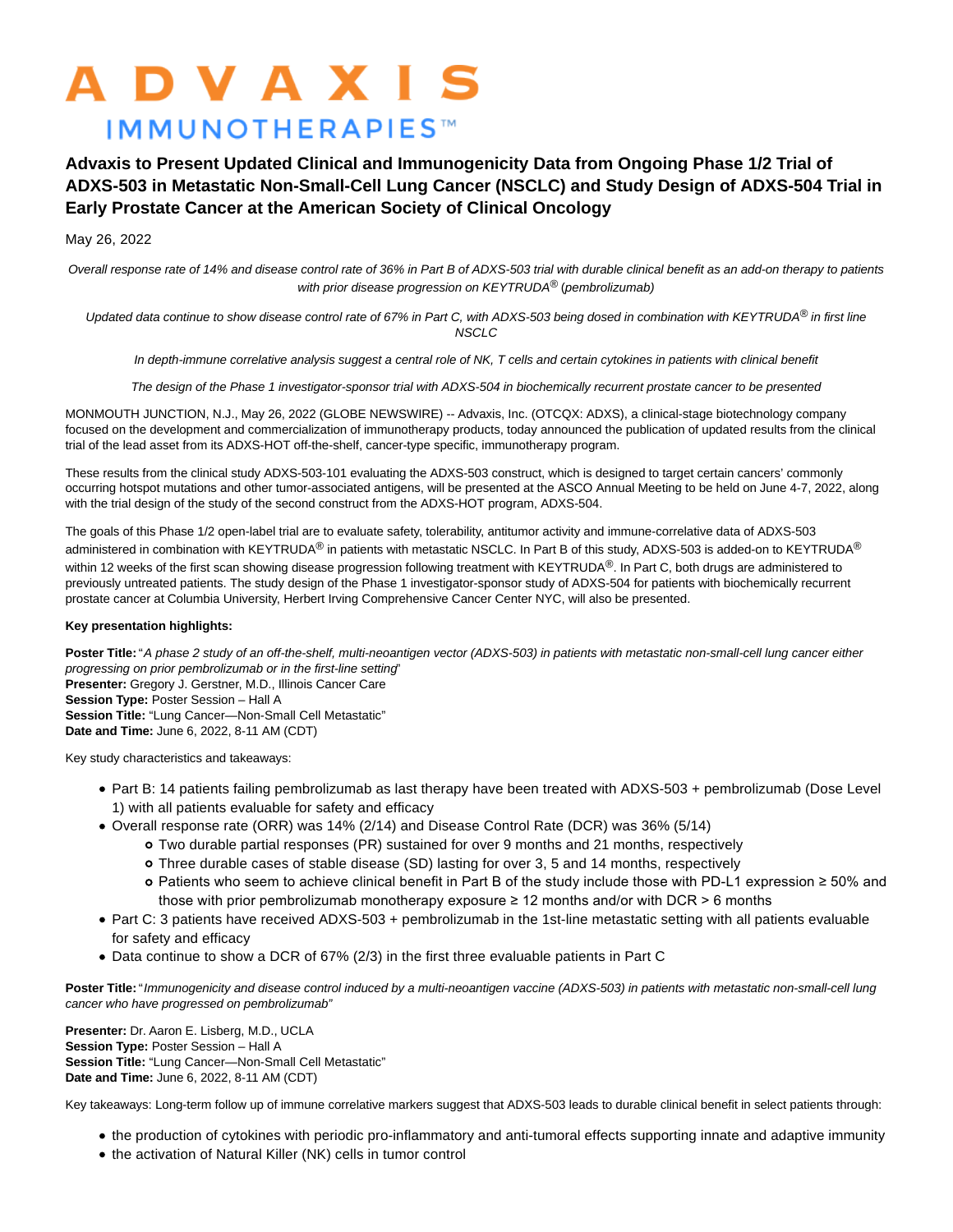# ADVAXIS IMMUNOTHERAPIES™

## Advaxis to Present Updated Clinical and Immunogenicity Data from Ongoing Phase 1/2 Trial of ADXS-503 in Metastatic Non-Small-Cell Lung Cancer (NSCLC) and Study Design of ADXS-504 Trial in Early Prostate Cancer at the American Society of Clinical Oncology

May 26, 2022

*Overall response rate of 14% and disease control rate of 36% in Part B of ADXS-503 trial with durable clinical benefit as an add-on therapy to patients with prior disease progression on KEYTRUDA® (pembrolizumab)*

*Updated data continue to show disease control rate of 67% in Part C, with ADXS-503 being dosed in combination with KEYTRUDA® in first line NSCLC*

*In depth-immune correlative analysis suggest a central role of NK, T cells and certain cytokines in patients with clinical benefit*

*The design of the Phase 1 investigator-sponsor trial with ADXS-504 in biochemically recurrent prostate cancer to be presented*

MONMOUTH JUNCTION, N.J., May 26, 2022 (GLOBE NEWSWIRE) -- Advaxis, Inc. (OTCQX: ADXS), a clinical-stage biotechnology company focused on the development and commercialization of immunotherapy products, today announced the publication of updated results from the clinical trial of the lead asset from its ADXS-HOT off-the-shelf, cancer-type specific, immunotherapy program.

These results from the clinical study ADXS-503-101 evaluating the ADXS-503 construct, which is designed to target certain cancers' commonly occurring hotspot mutations and other tumor-associated antigens, will be presented at the ASCO Annual Meeting to be held on June 4-7, 2022, along with the trial design of the study of the second construct from the ADXS-HOT program, ADXS-504.

The goals of this Phase 1/2 open-label trial are to evaluate safety, tolerability, antitumor activity and immune-correlative data of ADXS-503 administered in combination with KEYTRUDA® in patients with metastatic NSCLC. In Part B of this study, ADXS-503 is added-on to KEYTRUDA® within 12 weeks of the first scan showing disease progression following treatment with KEYTRUDA®. In Part C, both drugs are administered to previously untreated patients. The study design of the Phase 1 investigator-sponsor study of ADXS-504 for patients with biochemically recurrent prostate cancer at Columbia University, Herbert Irving Comprehensive Cancer Center NYC, will also be presented.

**Key presentation highlights:**

**Poster Title:** "*A phase 2 study of an off-the-shelf, multi-neoantigen vector (ADXS-503) in patients with metastatic non-small-cell lung cancer either progressing on prior pembrolizumab or in the first-line setting*"
**Presenter:** Gregory J. Gerstner, M.D., Illinois Cancer Care
**Session Type:** Poster Session – Hall A
**Session Title:** "Lung Cancer—Non-Small Cell Metastatic"
**Date and Time:** June 6, 2022, 8-11 AM (CDT)

Key study characteristics and takeaways:

- Part B: 14 patients failing pembrolizumab as last therapy have been treated with ADXS-503 + pembrolizumab (Dose Level 1) with all patients evaluable for safety and efficacy
- Overall response rate (ORR) was 14% (2/14) and Disease Control Rate (DCR) was 36% (5/14)
  - Two durable partial responses (PR) sustained for over 9 months and 21 months, respectively
  - Three durable cases of stable disease (SD) lasting for over 3, 5 and 14 months, respectively
  - Patients who seem to achieve clinical benefit in Part B of the study include those with PD-L1 expression ≥ 50% and those with prior pembrolizumab monotherapy exposure ≥ 12 months and/or with DCR > 6 months
- Part C: 3 patients have received ADXS-503 + pembrolizumab in the 1st-line metastatic setting with all patients evaluable for safety and efficacy
- Data continue to show a DCR of 67% (2/3) in the first three evaluable patients in Part C

**Poster Title:** "*Immunogenicity and disease control induced by a multi-neoantigen vaccine (ADXS-503) in patients with metastatic non-small-cell lung cancer who have progressed on pembrolizumab*"

**Presenter:** Dr. Aaron E. Lisberg, M.D., UCLA
**Session Type:** Poster Session – Hall A
**Session Title:** "Lung Cancer—Non-Small Cell Metastatic"
**Date and Time:** June 6, 2022, 8-11 AM (CDT)

Key takeaways: Long-term follow up of immune correlative markers suggest that ADXS-503 leads to durable clinical benefit in select patients through:

- the production of cytokines with periodic pro-inflammatory and anti-tumoral effects supporting innate and adaptive immunity
- the activation of Natural Killer (NK) cells in tumor control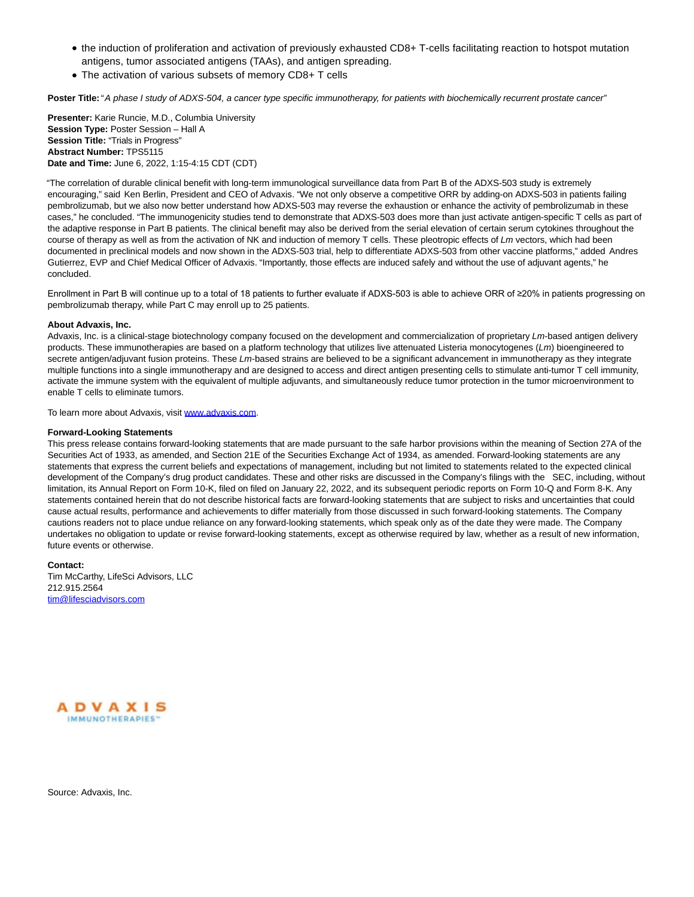- the induction of proliferation and activation of previously exhausted CD8+ T-cells facilitating reaction to hotspot mutation antigens, tumor associated antigens (TAAs), and antigen spreading.
- The activation of various subsets of memory CD8+ T cells

**Poster Title:** "*A phase I study of ADXS-504, a cancer type specific immunotherapy, for patients with biochemically recurrent prostate cancer*"

**Presenter:** Karie Runcie, M.D., Columbia University
**Session Type:** Poster Session – Hall A
**Session Title:** "Trials in Progress"
**Abstract Number:** TPS5115
**Date and Time:** June 6, 2022, 1:15-4:15 CDT (CDT)

"The correlation of durable clinical benefit with long-term immunological surveillance data from Part B of the ADXS-503 study is extremely encouraging," said Ken Berlin, President and CEO of Advaxis. "We not only observe a competitive ORR by adding-on ADXS-503 in patients failing pembrolizumab, but we also now better understand how ADXS-503 may reverse the exhaustion or enhance the activity of pembrolizumab in these cases," he concluded. "The immunogenicity studies tend to demonstrate that ADXS-503 does more than just activate antigen-specific T cells as part of the adaptive response in Part B patients. The clinical benefit may also be derived from the serial elevation of certain serum cytokines throughout the course of therapy as well as from the activation of NK and induction of memory T cells. These pleotropic effects of *Lm* vectors, which had been documented in preclinical models and now shown in the ADXS-503 trial, help to differentiate ADXS-503 from other vaccine platforms," added Andres Gutierrez, EVP and Chief Medical Officer of Advaxis. "Importantly, those effects are induced safely and without the use of adjuvant agents," he concluded.

Enrollment in Part B will continue up to a total of 18 patients to further evaluate if ADXS-503 is able to achieve ORR of ≥20% in patients progressing on pembrolizumab therapy, while Part C may enroll up to 25 patients.

**About Advaxis, Inc.**
Advaxis, Inc. is a clinical-stage biotechnology company focused on the development and commercialization of proprietary *Lm*-based antigen delivery products. These immunotherapies are based on a platform technology that utilizes live attenuated Listeria monocytogenes (*Lm*) bioengineered to secrete antigen/adjuvant fusion proteins. These *Lm*-based strains are believed to be a significant advancement in immunotherapy as they integrate multiple functions into a single immunotherapy and are designed to access and direct antigen presenting cells to stimulate anti-tumor T cell immunity, activate the immune system with the equivalent of multiple adjuvants, and simultaneously reduce tumor protection in the tumor microenvironment to enable T cells to eliminate tumors.

To learn more about Advaxis, visit [www.advaxis.com](http://www.advaxis.com).

**Forward-Looking Statements**
This press release contains forward-looking statements that are made pursuant to the safe harbor provisions within the meaning of Section 27A of the Securities Act of 1933, as amended, and Section 21E of the Securities Exchange Act of 1934, as amended. Forward-looking statements are any statements that express the current beliefs and expectations of management, including but not limited to statements related to the expected clinical development of the Company's drug product candidates. These and other risks are discussed in the Company's filings with the SEC, including, without limitation, its Annual Report on Form 10-K, filed on filed on January 22, 2022, and its subsequent periodic reports on Form 10-Q and Form 8-K. Any statements contained herein that do not describe historical facts are forward-looking statements that are subject to risks and uncertainties that could cause actual results, performance and achievements to differ materially from those discussed in such forward-looking statements. The Company cautions readers not to place undue reliance on any forward-looking statements, which speak only as of the date they were made. The Company undertakes no obligation to update or revise forward-looking statements, except as otherwise required by law, whether as a result of new information, future events or otherwise.

**Contact:**
Tim McCarthy, LifeSci Advisors, LLC
212.915.2564
[tim@lifesciadvisors.com](mailto:tim@lifesciadvisors.com)

ADVAXIS
IMMUNOTHERAPIES™

Source: Advaxis, Inc.